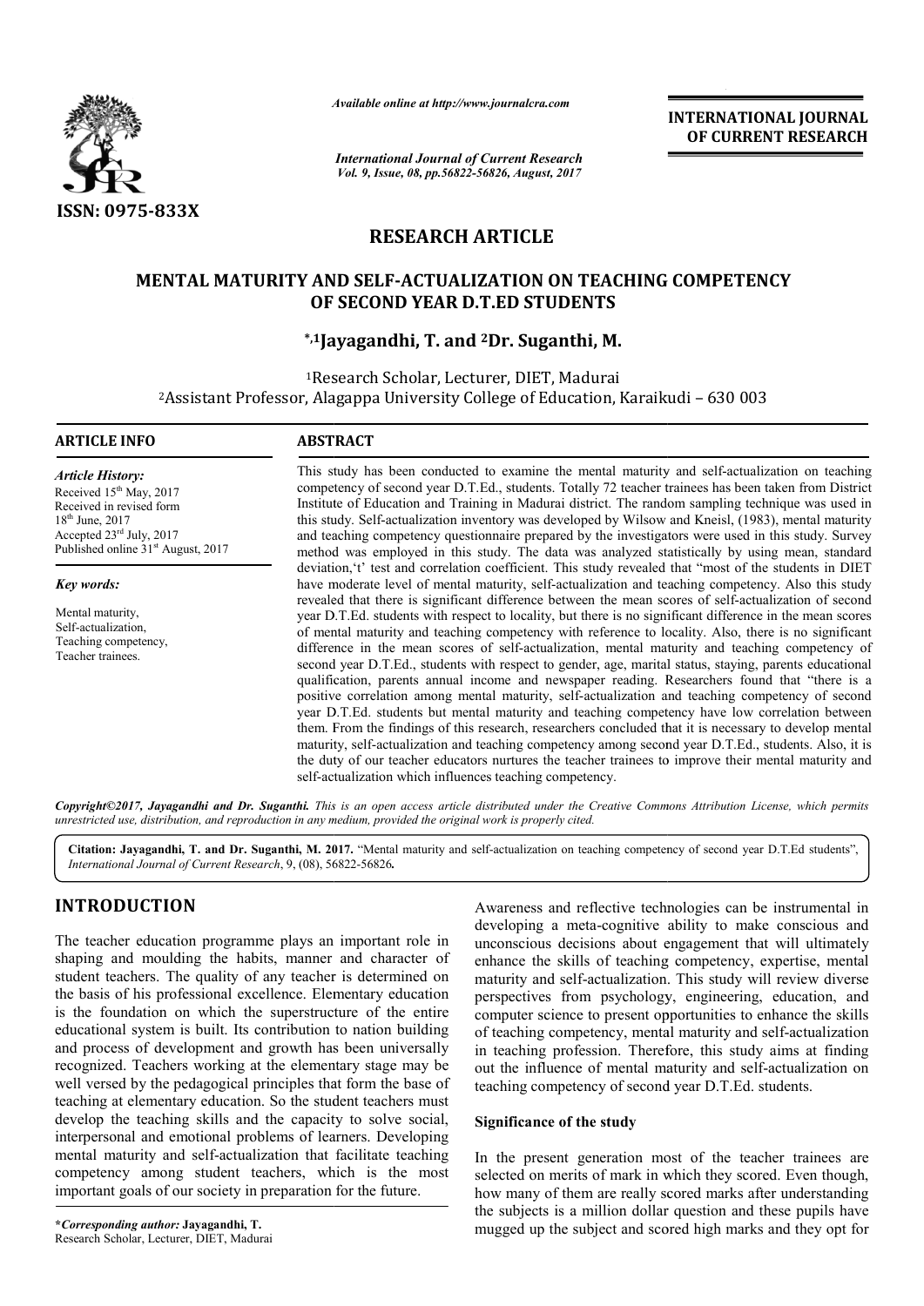# RESEARCH ARTICLE

## MENTAL MATURITY AND SELF-ACTUALIZATION ON TEACHING COMPETENCY OF SECOND YEAR D.T.ED STUDENTS

***,1Jayagandhi, T. and 2Dr. Suganthi, M.**

[1]Research Scholar, Lecturer, DIET, Madurai

[2]Assistant Professor, Alagappa University College of Education, Karaikudi – 630 003

**ARTICLE INFO**

*Article History:*

Received 15th May, 2017
Received in revised form 18th June, 2017
Accepted 23rd July, 2017
Published online 31st August, 2017

*Key words:*

Mental maturity,
Self-actualization,
Teaching competency,
Teacher trainees.

**ABSTRACT**

This study has been conducted to examine the mental maturity and self-actualization on teaching competency of second year D.T.Ed., students. Totally 72 teacher trainees has been taken from District Institute of Education and Training in Madurai district. The random sampling technique was used in this study. Self-actualization inventory was developed by Wilsow and Kneisl, (1983), mental maturity and teaching competency questionnaire prepared by the investigators were used in this study. Survey method was employed in this study. The data was analyzed statistically by using mean, standard deviation,'t' test and correlation coefficient. This study revealed that "most of the students in DIET have moderate level of mental maturity, self-actualization and teaching competency. Also this study revealed that there is significant difference between the mean scores of self-actualization of second year D.T.Ed. students with respect to locality, but there is no significant difference in the mean scores of mental maturity and teaching competency with reference to locality. Also, there is no significant difference in the mean scores of self-actualization, mental maturity and teaching competency of second year D.T.Ed., students with respect to gender, age, marital status, staying, parents educational qualification, parents annual income and newspaper reading. Researchers found that "there is a positive correlation among mental maturity, self-actualization and teaching competency of second year D.T.Ed. students but mental maturity and teaching competency have low correlation between them. From the findings of this research, researchers concluded that it is necessary to develop mental maturity, self-actualization and teaching competency among second year D.T.Ed., students. Also, it is the duty of our teacher educators nurtures the teacher trainees to improve their mental maturity and self-actualization which influences teaching competency.

*Copyright©2017, Jayagandhi and Dr. Suganthi. This is an open access article distributed under the Creative Commons Attribution License, which permits unrestricted use, distribution, and reproduction in any medium, provided the original work is properly cited.*

**Citation: Jayagandhi, T. and Dr. Suganthi, M. 2017.** "Mental maturity and self-actualization on teaching competency of second year D.T.Ed students", *International Journal of Current Research*, 9, (08), 56822-56826.

## INTRODUCTION

The teacher education programme plays an important role in shaping and moulding the habits, manner and character of student teachers. The quality of any teacher is determined on the basis of his professional excellence. Elementary education is the foundation on which the superstructure of the entire educational system is built. Its contribution to nation building and process of development and growth has been universally recognized. Teachers working at the elementary stage may be well versed by the pedagogical principles that form the base of teaching at elementary education. So the student teachers must develop the teaching skills and the capacity to solve social, interpersonal and emotional problems of learners. Developing mental maturity and self-actualization that facilitate teaching competency among student teachers, which is the most important goals of our society in preparation for the future.

Awareness and reflective technologies can be instrumental in developing a meta-cognitive ability to make conscious and unconscious decisions about engagement that will ultimately enhance the skills of teaching competency, expertise, mental maturity and self-actualization. This study will review diverse perspectives from psychology, engineering, education, and computer science to present opportunities to enhance the skills of teaching competency, mental maturity and self-actualization in teaching profession. Therefore, this study aims at finding out the influence of mental maturity and self-actualization on teaching competency of second year D.T.Ed. students.

### Significance of the study

In the present generation most of the teacher trainees are selected on merits of mark in which they scored. Even though, how many of them are really scored marks after understanding the subjects is a million dollar question and these pupils have mugged up the subject and scored high marks and they opt for

***Corresponding author:** **Jayagandhi, T.**
Research Scholar, Lecturer, DIET, Madurai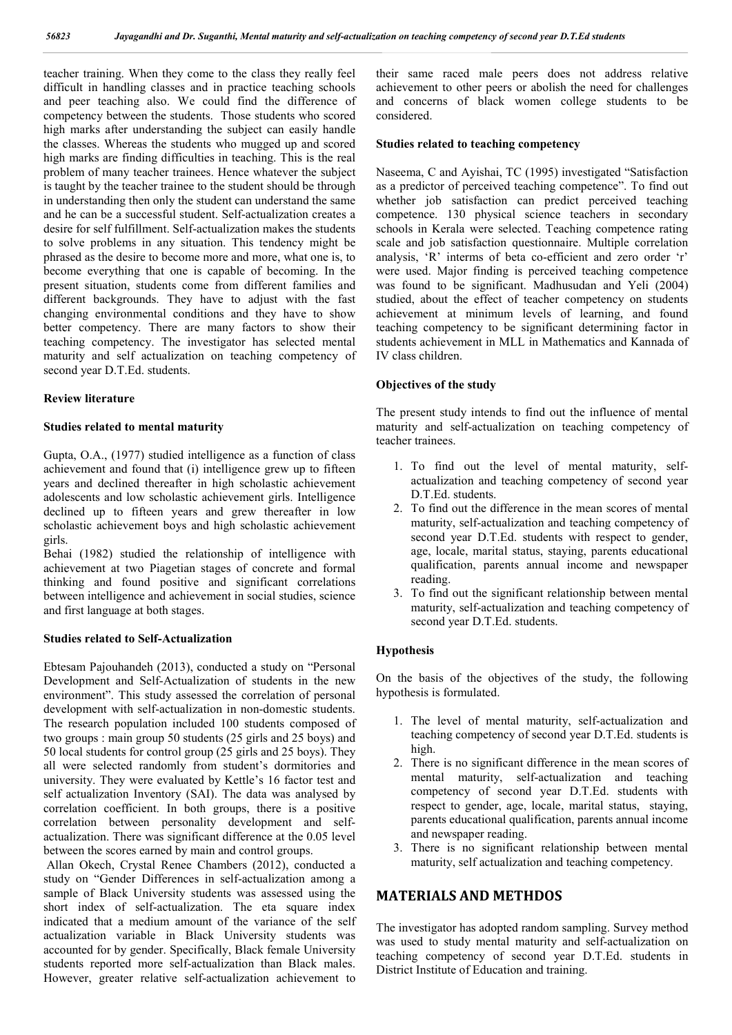teacher training. When they come to the class they really feel difficult in handling classes and in practice teaching schools and peer teaching also. We could find the difference of competency between the students. Those students who scored high marks after understanding the subject can easily handle the classes. Whereas the students who mugged up and scored high marks are finding difficulties in teaching. This is the real problem of many teacher trainees. Hence whatever the subject is taught by the teacher trainee to the student should be through in understanding then only the student can understand the same and he can be a successful student. Self-actualization creates a desire for self fulfillment. Self-actualization makes the students to solve problems in any situation. This tendency might be phrased as the desire to become more and more, what one is, to become everything that one is capable of becoming. In the present situation, students come from different families and different backgrounds. They have to adjust with the fast changing environmental conditions and they have to show better competency. There are many factors to show their teaching competency. The investigator has selected mental maturity and self actualization on teaching competency of second year D.T.Ed. students.

**Review literature**

**Studies related to mental maturity**

Gupta, O.A., (1977) studied intelligence as a function of class achievement and found that (i) intelligence grew up to fifteen years and declined thereafter in high scholastic achievement adolescents and low scholastic achievement girls. Intelligence declined up to fifteen years and grew thereafter in low scholastic achievement boys and high scholastic achievement girls.

Behai (1982) studied the relationship of intelligence with achievement at two Piagetian stages of concrete and formal thinking and found positive and significant correlations between intelligence and achievement in social studies, science and first language at both stages.

**Studies related to Self-Actualization**

Ebtesam Pajouhandeh (2013), conducted a study on "Personal Development and Self-Actualization of students in the new environment". This study assessed the correlation of personal development with self-actualization in non-domestic students. The research population included 100 students composed of two groups : main group 50 students (25 girls and 25 boys) and 50 local students for control group (25 girls and 25 boys). They all were selected randomly from student's dormitories and university. They were evaluated by Kettle's 16 factor test and self actualization Inventory (SAI). The data was analysed by correlation coefficient. In both groups, there is a positive correlation between personality development and self-actualization. There was significant difference at the 0.05 level between the scores earned by main and control groups.

Allan Okech, Crystal Renee Chambers (2012), conducted a study on "Gender Differences in self-actualization among a sample of Black University students was assessed using the short index of self-actualization. The eta square index indicated that a medium amount of the variance of the self actualization variable in Black University students was accounted for by gender. Specifically, Black female University students reported more self-actualization than Black males. However, greater relative self-actualization achievement to their same raced male peers does not address relative achievement to other peers or abolish the need for challenges and concerns of black women college students to be considered.

**Studies related to teaching competency**

Naseema, C and Ayishai, TC (1995) investigated "Satisfaction as a predictor of perceived teaching competence". To find out whether job satisfaction can predict perceived teaching competence. 130 physical science teachers in secondary schools in Kerala were selected. Teaching competence rating scale and job satisfaction questionnaire. Multiple correlation analysis, 'R' interms of beta co-efficient and zero order 'r' were used. Major finding is perceived teaching competence was found to be significant. Madhusudan and Yeli (2004) studied, about the effect of teacher competency on students achievement at minimum levels of learning, and found teaching competency to be significant determining factor in students achievement in MLL in Mathematics and Kannada of IV class children.

**Objectives of the study**

The present study intends to find out the influence of mental maturity and self-actualization on teaching competency of teacher trainees.

1. To find out the level of mental maturity, self-actualization and teaching competency of second year D.T.Ed. students.
2. To find out the difference in the mean scores of mental maturity, self-actualization and teaching competency of second year D.T.Ed. students with respect to gender, age, locale, marital status, staying, parents educational qualification, parents annual income and newspaper reading.
3. To find out the significant relationship between mental maturity, self-actualization and teaching competency of second year D.T.Ed. students.

**Hypothesis**

On the basis of the objectives of the study, the following hypothesis is formulated.

1. The level of mental maturity, self-actualization and teaching competency of second year D.T.Ed. students is high.
2. There is no significant difference in the mean scores of mental maturity, self-actualization and teaching competency of second year D.T.Ed. students with respect to gender, age, locale, marital status, staying, parents educational qualification, parents annual income and newspaper reading.
3. There is no significant relationship between mental maturity, self actualization and teaching competency.

## MATERIALS AND METHDOS

The investigator has adopted random sampling. Survey method was used to study mental maturity and self-actualization on teaching competency of second year D.T.Ed. students in District Institute of Education and training.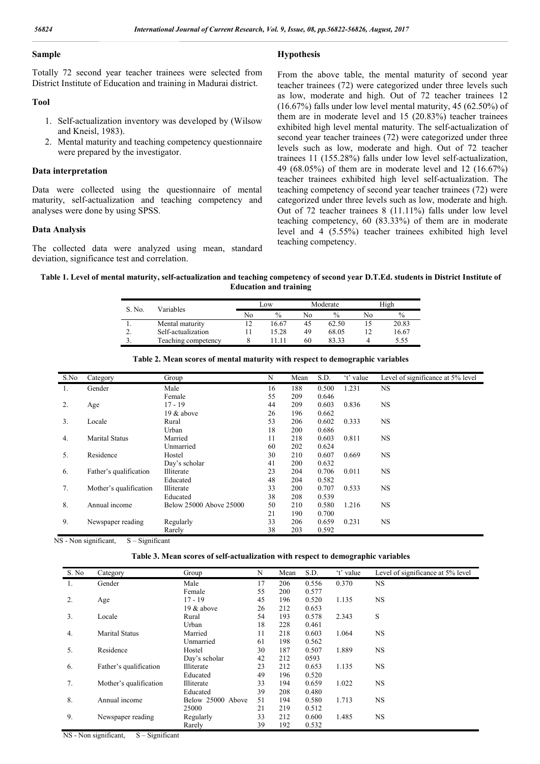## Sample

Totally 72 second year teacher trainees were selected from District Institute of Education and training in Madurai district.

## Tool

1. Self-actualization inventory was developed by (Wilsow and Kneisl, 1983).
2. Mental maturity and teaching competency questionnaire were prepared by the investigator.

## Data interpretation

Data were collected using the questionnaire of mental maturity, self-actualization and teaching competency and analyses were done by using SPSS.

## Data Analysis

The collected data were analyzed using mean, standard deviation, significance test and correlation.

## Hypothesis

From the above table, the mental maturity of second year teacher trainees (72) were categorized under three levels such as low, moderate and high. Out of 72 teacher trainees 12 (16.67%) falls under low level mental maturity, 45 (62.50%) of them are in moderate level and 15 (20.83%) teacher trainees exhibited high level mental maturity. The self-actualization of second year teacher trainees (72) were categorized under three levels such as low, moderate and high. Out of 72 teacher trainees 11 (155.28%) falls under low level self-actualization, 49 (68.05%) of them are in moderate level and 12 (16.67%) teacher trainees exhibited high level self-actualization. The teaching competency of second year teacher trainees (72) were categorized under three levels such as low, moderate and high. Out of 72 teacher trainees 8 (11.11%) falls under low level teaching competency, 60 (83.33%) of them are in moderate level and 4 (5.55%) teacher trainees exhibited high level teaching competency.

**Table 1. Level of mental maturity, self-actualization and teaching competency of second year D.T.Ed. students in District Institute of Education and training**

| S. No. | Variables | Low | | Moderate | | High | |
|---|---|---|---|---|---|---|---|
| | | No | % | No | % | No | % |
| 1. | Mental maturity | 12 | 16.67 | 45 | 62.50 | 15 | 20.83 |
| 2. | Self-actualization | 11 | 15.28 | 49 | 68.05 | 12 | 16.67 |
| 3. | Teaching competency | 8 | 11.11 | 60 | 83.33 | 4 | 5.55 |

**Table 2. Mean scores of mental maturity with respect to demographic variables**

| S.No | Category | Group | N | Mean | S.D. | 't' value | Level of significance at 5% level |
|---|---|---|---|---|---|---|---|
| 1. | Gender | Male | 16 | 188 | 0.500 | 1.231 | NS |
| | | Female | 55 | 209 | 0.646 | | |
| 2. | Age | 17 - 19 | 44 | 209 | 0.603 | 0.836 | NS |
| | | 19 & above | 26 | 196 | 0.662 | | |
| 3. | Locale | Rural | 53 | 206 | 0.602 | 0.333 | NS |
| | | Urban | 18 | 200 | 0.686 | | |
| 4. | Marital Status | Married | 11 | 218 | 0.603 | 0.811 | NS |
| | | Unmarried | 60 | 202 | 0.624 | | |
| 5. | Residence | Hostel | 30 | 210 | 0.607 | 0.669 | NS |
| | | Day's scholar | 41 | 200 | 0.632 | | |
| 6. | Father's qualification | Illiterate | 23 | 204 | 0.706 | 0.011 | NS |
| | | Educated | 48 | 204 | 0.582 | | |
| 7. | Mother's qualification | Illiterate | 33 | 200 | 0.707 | 0.533 | NS |
| | | Educated | 38 | 208 | 0.539 | | |
| 8. | Annual income | Below 25000 Above 25000 | 50 | 210 | 0.580 | 1.216 | NS |
| | | | 21 | 190 | 0.700 | | |
| 9. | Newspaper reading | Regularly | 33 | 206 | 0.659 | 0.231 | NS |
| | | Rarely | 38 | 203 | 0.592 | | |

NS - Non significant, S – Significant

**Table 3. Mean scores of self-actualization with respect to demographic variables**

| S. No | Category | Group | N | Mean | S.D. | 't' value | Level of significance at 5% level |
|---|---|---|---|---|---|---|---|
| 1. | Gender | Male | 17 | 206 | 0.556 | 0.370 | NS |
| | | Female | 55 | 200 | 0.577 | | |
| 2. | Age | 17 - 19 | 45 | 196 | 0.520 | 1.135 | NS |
| | | 19 & above | 26 | 212 | 0.653 | | |
| 3. | Locale | Rural | 54 | 193 | 0.578 | 2.343 | S |
| | | Urban | 18 | 228 | 0.461 | | |
| 4. | Marital Status | Married | 11 | 218 | 0.603 | 1.064 | NS |
| | | Unmarried | 61 | 198 | 0.562 | | |
| 5. | Residence | Hostel | 30 | 187 | 0.507 | 1.889 | NS |
| | | Day's scholar | 42 | 212 | 0593 | | |
| 6. | Father's qualification | Illiterate | 23 | 212 | 0.653 | 1.135 | NS |
| | | Educated | 49 | 196 | 0.520 | | |
| 7. | Mother's qualification | Illiterate | 33 | 194 | 0.659 | 1.022 | NS |
| | | Educated | 39 | 208 | 0.480 | | |
| 8. | Annual income | Below 25000 Above 25000 | 51 | 194 | 0.580 | 1.713 | NS |
| | | | 21 | 219 | 0.512 | | |
| 9. | Newspaper reading | Regularly | 33 | 212 | 0.600 | 1.485 | NS |
| | | Rarely | 39 | 192 | 0.532 | | |

NS - Non significant, S – Significant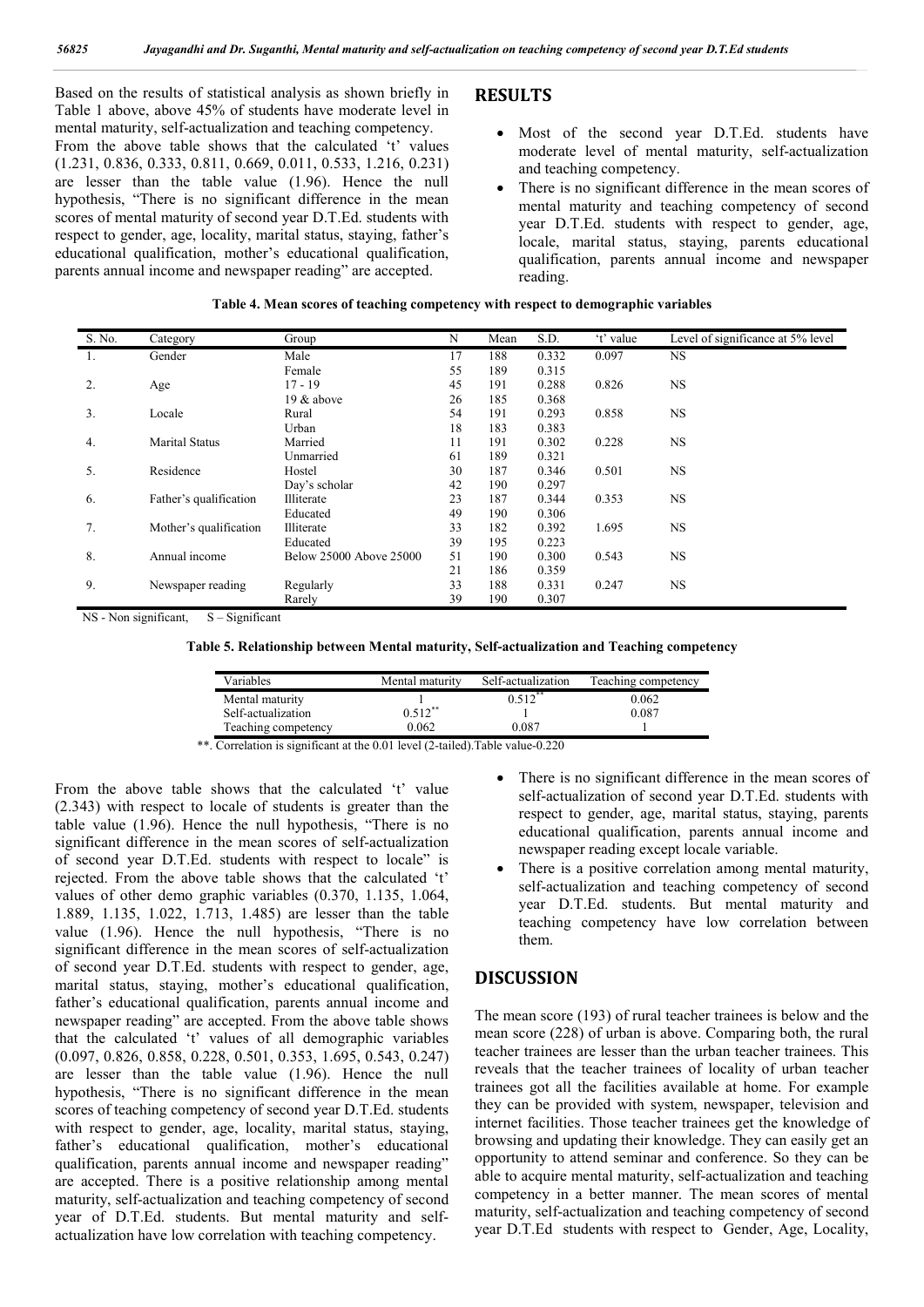Based on the results of statistical analysis as shown briefly in Table 1 above, above 45% of students have moderate level in mental maturity, self-actualization and teaching competency. From the above table shows that the calculated 't' values (1.231, 0.836, 0.333, 0.811, 0.669, 0.011, 0.533, 1.216, 0.231) are lesser than the table value (1.96). Hence the null hypothesis, "There is no significant difference in the mean scores of mental maturity of second year D.T.Ed. students with respect to gender, age, locality, marital status, staying, father's educational qualification, mother's educational qualification, parents annual income and newspaper reading" are accepted.

## RESULTS

- Most of the second year D.T.Ed. students have moderate level of mental maturity, self-actualization and teaching competency.
- There is no significant difference in the mean scores of mental maturity and teaching competency of second year D.T.Ed. students with respect to gender, age, locale, marital status, staying, parents educational qualification, parents annual income and newspaper reading.

**Table 4. Mean scores of teaching competency with respect to demographic variables**

| S. No. | Category | Group | N | Mean | S.D. | 't' value | Level of significance at 5% level |
|---|---|---|---|---|---|---|---|
| 1. | Gender | Male | 17 | 188 | 0.332 | 0.097 | NS |
| | | Female | 55 | 189 | 0.315 | | |
| 2. | Age | 17 - 19 | 45 | 191 | 0.288 | 0.826 | NS |
| | | 19 & above | 26 | 185 | 0.368 | | |
| 3. | Locale | Rural | 54 | 191 | 0.293 | 0.858 | NS |
| | | Urban | 18 | 183 | 0.383 | | |
| 4. | Marital Status | Married | 11 | 191 | 0.302 | 0.228 | NS |
| | | Unmarried | 61 | 189 | 0.321 | | |
| 5. | Residence | Hostel | 30 | 187 | 0.346 | 0.501 | NS |
| | | Day's scholar | 42 | 190 | 0.297 | | |
| 6. | Father's qualification | Illiterate | 23 | 187 | 0.344 | 0.353 | NS |
| | | Educated | 49 | 190 | 0.306 | | |
| 7. | Mother's qualification | Illiterate | 33 | 182 | 0.392 | 1.695 | NS |
| | | Educated | 39 | 195 | 0.223 | | |
| 8. | Annual income | Below 25000 Above 25000 | 51 | 190 | 0.300 | 0.543 | NS |
| | | | 21 | 186 | 0.359 | | |
| 9. | Newspaper reading | Regularly | 33 | 188 | 0.331 | 0.247 | NS |
| | | Rarely | 39 | 190 | 0.307 | | |

NS - Non significant, S – Significant

**Table 5. Relationship between Mental maturity, Self-actualization and Teaching competency**

| Variables | Mental maturity | Self-actualization | Teaching competency |
|---|---|---|---|
| Mental maturity | 1 | 0.512** | 0.062 |
| Self-actualization | 0.512** | 1 | 0.087 |
| Teaching competency | 0.062 | 0.087 | 1 |

**. Correlation is significant at the 0.01 level (2-tailed).Table value-0.220

From the above table shows that the calculated 't' value (2.343) with respect to locale of students is greater than the table value (1.96). Hence the null hypothesis, "There is no significant difference in the mean scores of self-actualization of second year D.T.Ed. students with respect to locale" is rejected. From the above table shows that the calculated 't' values of other demo graphic variables (0.370, 1.135, 1.064, 1.889, 1.135, 1.022, 1.713, 1.485) are lesser than the table value (1.96). Hence the null hypothesis, "There is no significant difference in the mean scores of self-actualization of second year D.T.Ed. students with respect to gender, age, marital status, staying, mother's educational qualification, father's educational qualification, parents annual income and newspaper reading" are accepted. From the above table shows that the calculated 't' values of all demographic variables (0.097, 0.826, 0.858, 0.228, 0.501, 0.353, 1.695, 0.543, 0.247) are lesser than the table value (1.96). Hence the null hypothesis, "There is no significant difference in the mean scores of teaching competency of second year D.T.Ed. students with respect to gender, age, locality, marital status, staying, father's educational qualification, mother's educational qualification, parents annual income and newspaper reading" are accepted. There is a positive relationship among mental maturity, self-actualization and teaching competency of second year of D.T.Ed. students. But mental maturity and self-actualization have low correlation with teaching competency.

- There is no significant difference in the mean scores of self-actualization of second year D.T.Ed. students with respect to gender, age, marital status, staying, parents educational qualification, parents annual income and newspaper reading except locale variable.
- There is a positive correlation among mental maturity, self-actualization and teaching competency of second year D.T.Ed. students. But mental maturity and teaching competency have low correlation between them.

## DISCUSSION

The mean score (193) of rural teacher trainees is below and the mean score (228) of urban is above. Comparing both, the rural teacher trainees are lesser than the urban teacher trainees. This reveals that the teacher trainees of locality of urban teacher trainees got all the facilities available at home. For example they can be provided with system, newspaper, television and internet facilities. Those teacher trainees get the knowledge of browsing and updating their knowledge. They can easily get an opportunity to attend seminar and conference. So they can be able to acquire mental maturity, self-actualization and teaching competency in a better manner. The mean scores of mental maturity, self-actualization and teaching competency of second year D.T.Ed students with respect to Gender, Age, Locality,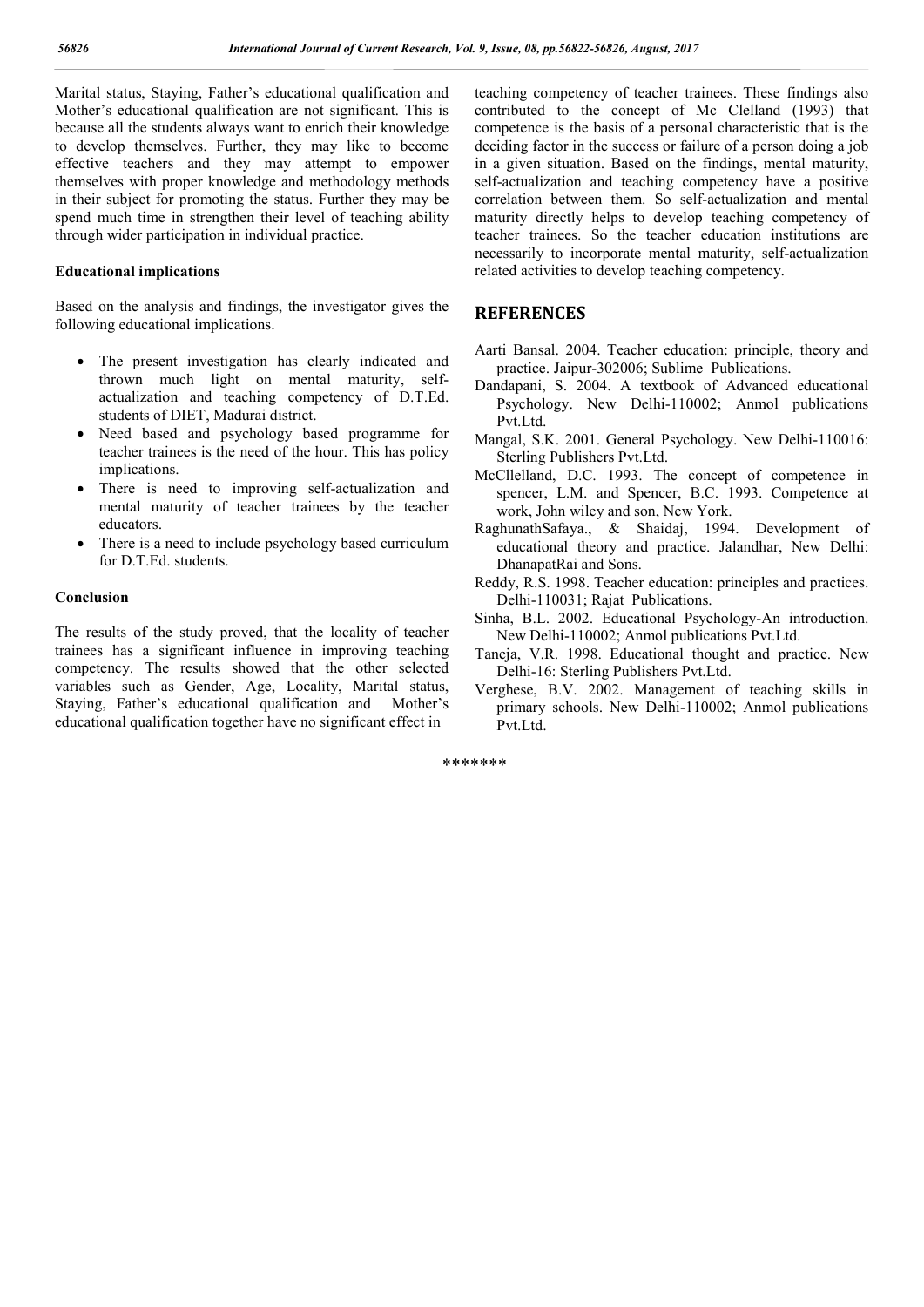Marital status, Staying, Father's educational qualification and Mother's educational qualification are not significant. This is because all the students always want to enrich their knowledge to develop themselves. Further, they may like to become effective teachers and they may attempt to empower themselves with proper knowledge and methodology methods in their subject for promoting the status. Further they may be spend much time in strengthen their level of teaching ability through wider participation in individual practice.

### Educational implications

Based on the analysis and findings, the investigator gives the following educational implications.

- The present investigation has clearly indicated and thrown much light on mental maturity, self-actualization and teaching competency of D.T.Ed. students of DIET, Madurai district.
- Need based and psychology based programme for teacher trainees is the need of the hour. This has policy implications.
- There is need to improving self-actualization and mental maturity of teacher trainees by the teacher educators.
- There is a need to include psychology based curriculum for D.T.Ed. students.

### Conclusion

The results of the study proved, that the locality of teacher trainees has a significant influence in improving teaching competency. The results showed that the other selected variables such as Gender, Age, Locality, Marital status, Staying, Father's educational qualification and Mother's educational qualification together have no significant effect in teaching competency of teacher trainees. These findings also contributed to the concept of Mc Clelland (1993) that competence is the basis of a personal characteristic that is the deciding factor in the success or failure of a person doing a job in a given situation. Based on the findings, mental maturity, self-actualization and teaching competency have a positive correlation between them. So self-actualization and mental maturity directly helps to develop teaching competency of teacher trainees. So the teacher education institutions are necessarily to incorporate mental maturity, self-actualization related activities to develop teaching competency.

## REFERENCES

Aarti Bansal. 2004. Teacher education: principle, theory and practice. Jaipur-302006; Sublime Publications.

Dandapani, S. 2004. A textbook of Advanced educational Psychology. New Delhi-110002; Anmol publications Pvt.Ltd.

Mangal, S.K. 2001. General Psychology. New Delhi-110016: Sterling Publishers Pvt.Ltd.

McCllelland, D.C. 1993. The concept of competence in spencer, L.M. and Spencer, B.C. 1993. Competence at work, John wiley and son, New York.

RaghunathSafaya., & Shaidaj, 1994. Development of educational theory and practice. Jalandhar, New Delhi: DhanapatRai and Sons.

Reddy, R.S. 1998. Teacher education: principles and practices. Delhi-110031; Rajat Publications.

Sinha, B.L. 2002. Educational Psychology-An introduction. New Delhi-110002; Anmol publications Pvt.Ltd.

Taneja, V.R. 1998. Educational thought and practice. New Delhi-16: Sterling Publishers Pvt.Ltd.

Verghese, B.V. 2002. Management of teaching skills in primary schools. New Delhi-110002; Anmol publications Pvt.Ltd.

*******